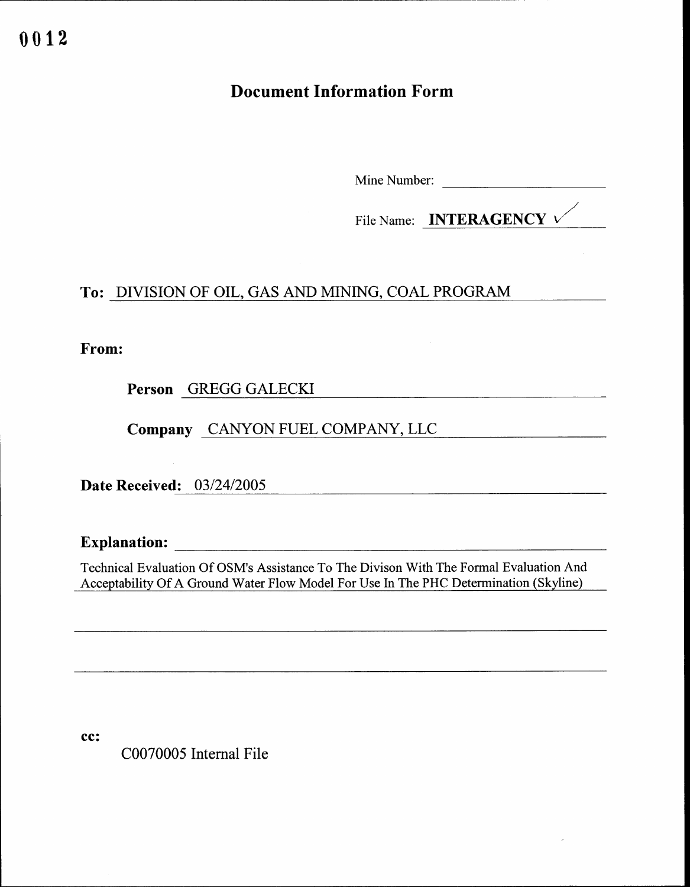0012

# Document Information Form

Mine Number: \_\_\_\_\_\_\_\_\_\_\_\_\_\_\_\_

File Name: **INTERAGENCY** ✓

**To:** DIVISION OF OIL, GAS AND MINING, COAL PROGRAM

**From:**

**Person** GREGG GALECKI

**Company** CANYON FUEL COMPANY, LLC

**Date Received:** 03/24/2005

**Explanation:**

Technical Evaluation Of OSM's Assistance To The Divison With The Formal Evaluation And Acceptability Of A Ground Water Flow Model For Use In The PHC Determination (Skyline)

**cc:**

C0070005 Internal File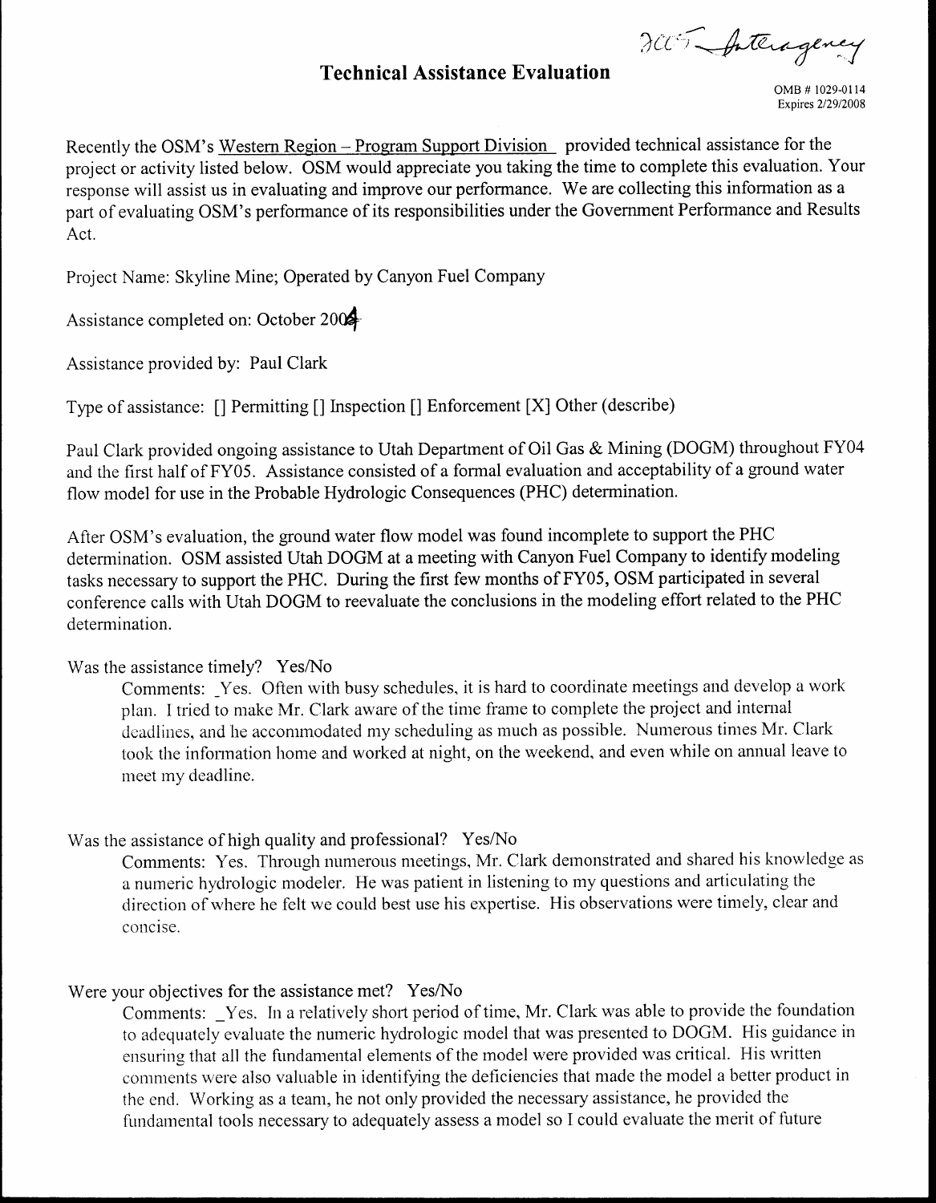2005 - Interagency

# Technical Assistance Evaluation

OMB # 1029-0114
Expires 2/29/2008

Recently the OSM's Western Region – Program Support Division provided technical assistance for the project or activity listed below. OSM would appreciate you taking the time to complete this evaluation. Your response will assist us in evaluating and improve our performance. We are collecting this information as a part of evaluating OSM's performance of its responsibilities under the Government Performance and Results Act.

Project Name: Skyline Mine; Operated by Canyon Fuel Company

Assistance completed on: October 2004

Assistance provided by: Paul Clark

Type of assistance: [] Permitting [] Inspection [] Enforcement [X] Other (describe)

Paul Clark provided ongoing assistance to Utah Department of Oil Gas & Mining (DOGM) throughout FY04 and the first half of FY05. Assistance consisted of a formal evaluation and acceptability of a ground water flow model for use in the Probable Hydrologic Consequences (PHC) determination.

After OSM's evaluation, the ground water flow model was found incomplete to support the PHC determination. OSM assisted Utah DOGM at a meeting with Canyon Fuel Company to identify modeling tasks necessary to support the PHC. During the first few months of FY05, OSM participated in several conference calls with Utah DOGM to reevaluate the conclusions in the modeling effort related to the PHC determination.

Was the assistance timely? Yes/No

Comments: _Yes. Often with busy schedules, it is hard to coordinate meetings and develop a work plan. I tried to make Mr. Clark aware of the time frame to complete the project and internal deadlines, and he accommodated my scheduling as much as possible. Numerous times Mr. Clark took the information home and worked at night, on the weekend, and even while on annual leave to meet my deadline.

Was the assistance of high quality and professional? Yes/No

Comments: Yes. Through numerous meetings, Mr. Clark demonstrated and shared his knowledge as a numeric hydrologic modeler. He was patient in listening to my questions and articulating the direction of where he felt we could best use his expertise. His observations were timely, clear and concise.

Were your objectives for the assistance met? Yes/No

Comments: _Yes. In a relatively short period of time, Mr. Clark was able to provide the foundation to adequately evaluate the numeric hydrologic model that was presented to DOGM. His guidance in ensuring that all the fundamental elements of the model were provided was critical. His written comments were also valuable in identifying the deficiencies that made the model a better product in the end. Working as a team, he not only provided the necessary assistance, he provided the fundamental tools necessary to adequately assess a model so I could evaluate the merit of future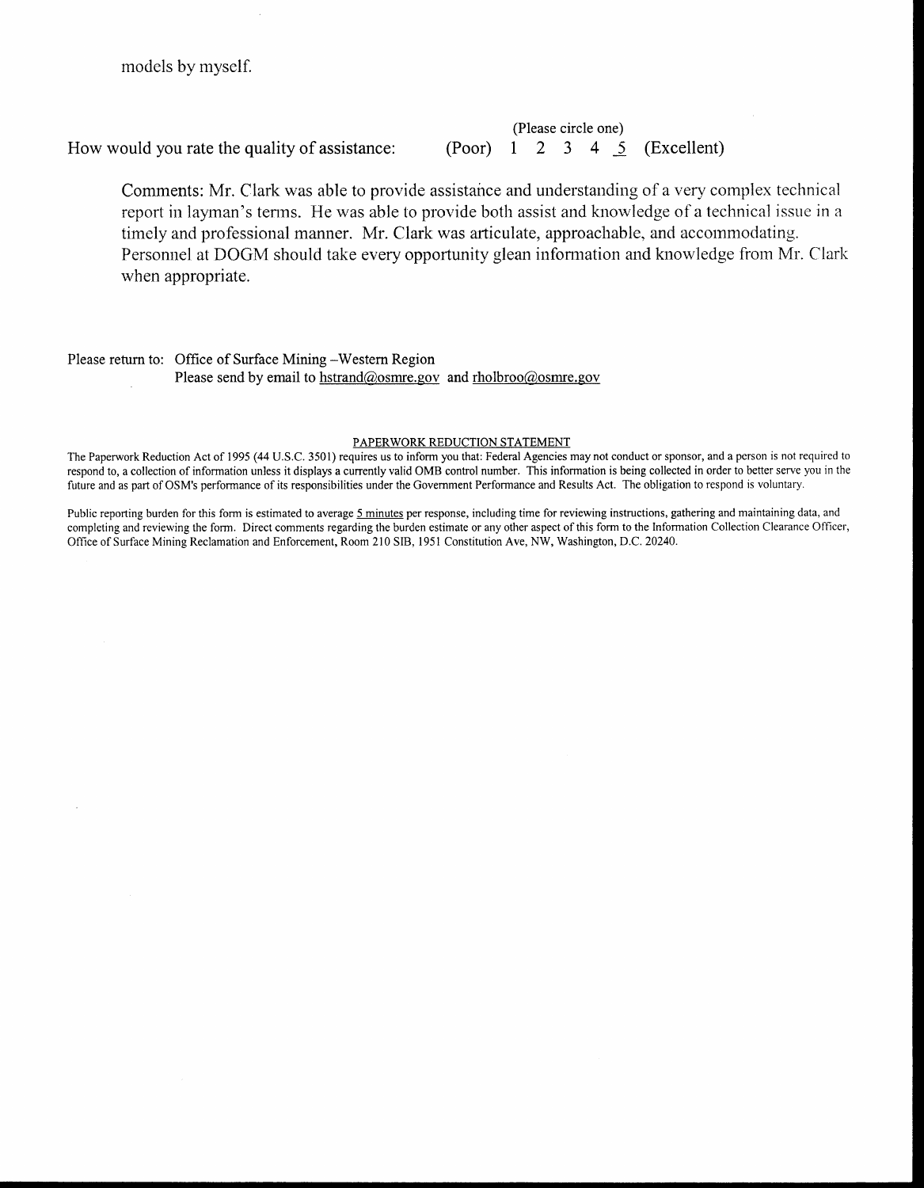models by myself.

How would you rate the quality of assistance: (Please circle one) (Poor) 1 2 3 4 _5_ (Excellent)

Comments: Mr. Clark was able to provide assistance and understanding of a very complex technical report in layman's terms. He was able to provide both assist and knowledge of a technical issue in a timely and professional manner. Mr. Clark was articulate, approachable, and accommodating. Personnel at DOGM should take every opportunity glean information and knowledge from Mr. Clark when appropriate.

Please return to: Office of Surface Mining –Western Region
Please send by email to hstrand@osmre.gov and rholbroo@osmre.gov

PAPERWORK REDUCTION STATEMENT

The Paperwork Reduction Act of 1995 (44 U.S.C. 3501) requires us to inform you that: Federal Agencies may not conduct or sponsor, and a person is not required to respond to, a collection of information unless it displays a currently valid OMB control number. This information is being collected in order to better serve you in the future and as part of OSM's performance of its responsibilities under the Government Performance and Results Act. The obligation to respond is voluntary.

Public reporting burden for this form is estimated to average 5 minutes per response, including time for reviewing instructions, gathering and maintaining data, and completing and reviewing the form. Direct comments regarding the burden estimate or any other aspect of this form to the Information Collection Clearance Officer, Office of Surface Mining Reclamation and Enforcement, Room 210 SIB, 1951 Constitution Ave, NW, Washington, D.C. 20240.